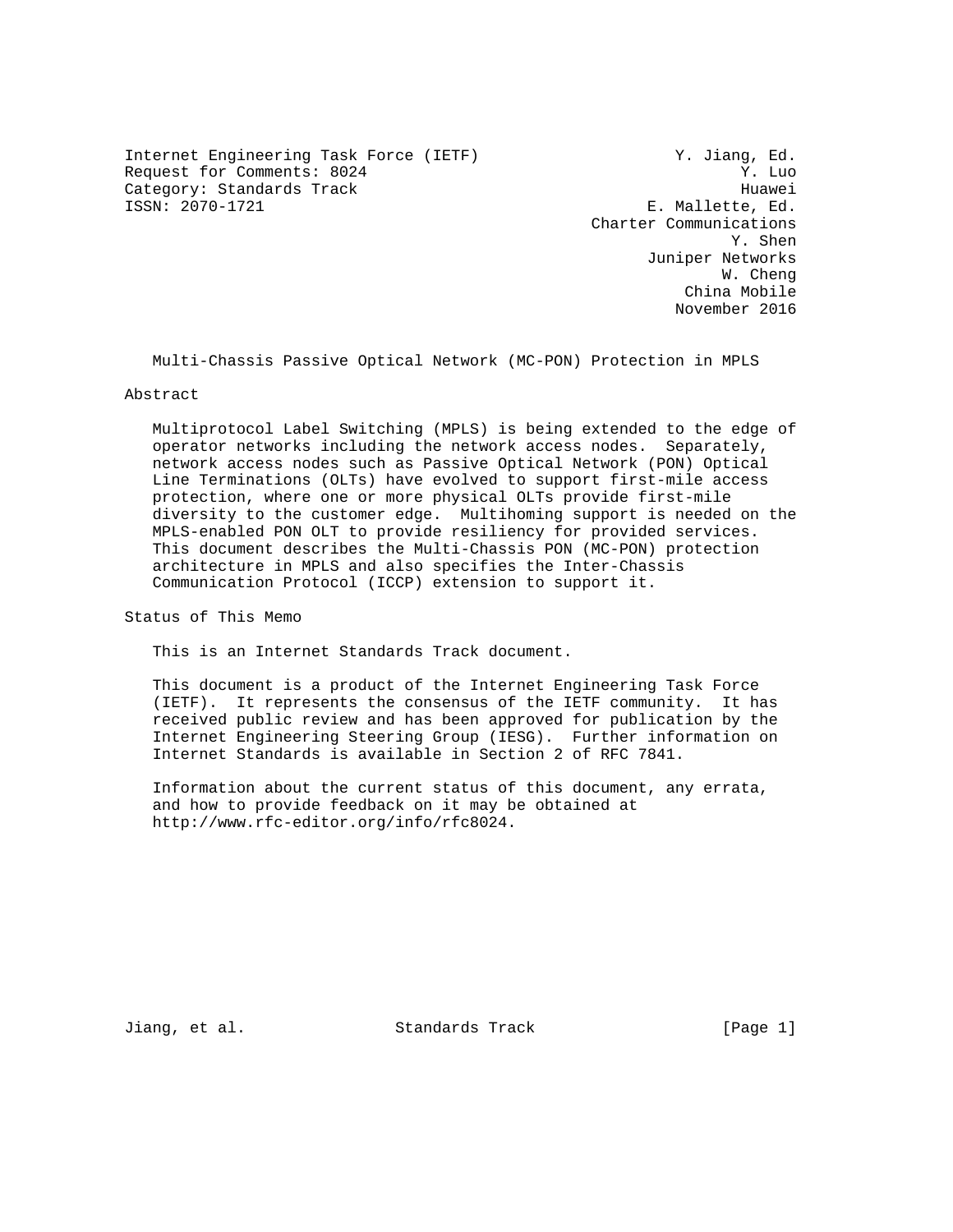Internet Engineering Task Force (IETF) Y. Jiang, Ed.
Request for Comments: 8024 Y. Luo
Category: Standards Track Huawei
ISSN: 2070-1721 E. Mallette, Ed.
Charter Communications
Y. Shen
Juniper Networks
W. Cheng
China Mobile
November 2016

# Multi-Chassis Passive Optical Network (MC-PON) Protection in MPLS

## Abstract

Multiprotocol Label Switching (MPLS) is being extended to the edge of operator networks including the network access nodes. Separately, network access nodes such as Passive Optical Network (PON) Optical Line Terminations (OLTs) have evolved to support first-mile access protection, where one or more physical OLTs provide first-mile diversity to the customer edge. Multihoming support is needed on the MPLS-enabled PON OLT to provide resiliency for provided services. This document describes the Multi-Chassis PON (MC-PON) protection architecture in MPLS and also specifies the Inter-Chassis Communication Protocol (ICCP) extension to support it.

## Status of This Memo

This is an Internet Standards Track document.

This document is a product of the Internet Engineering Task Force (IETF). It represents the consensus of the IETF community. It has received public review and has been approved for publication by the Internet Engineering Steering Group (IESG). Further information on Internet Standards is available in Section 2 of RFC 7841.

Information about the current status of this document, any errata, and how to provide feedback on it may be obtained at http://www.rfc-editor.org/info/rfc8024.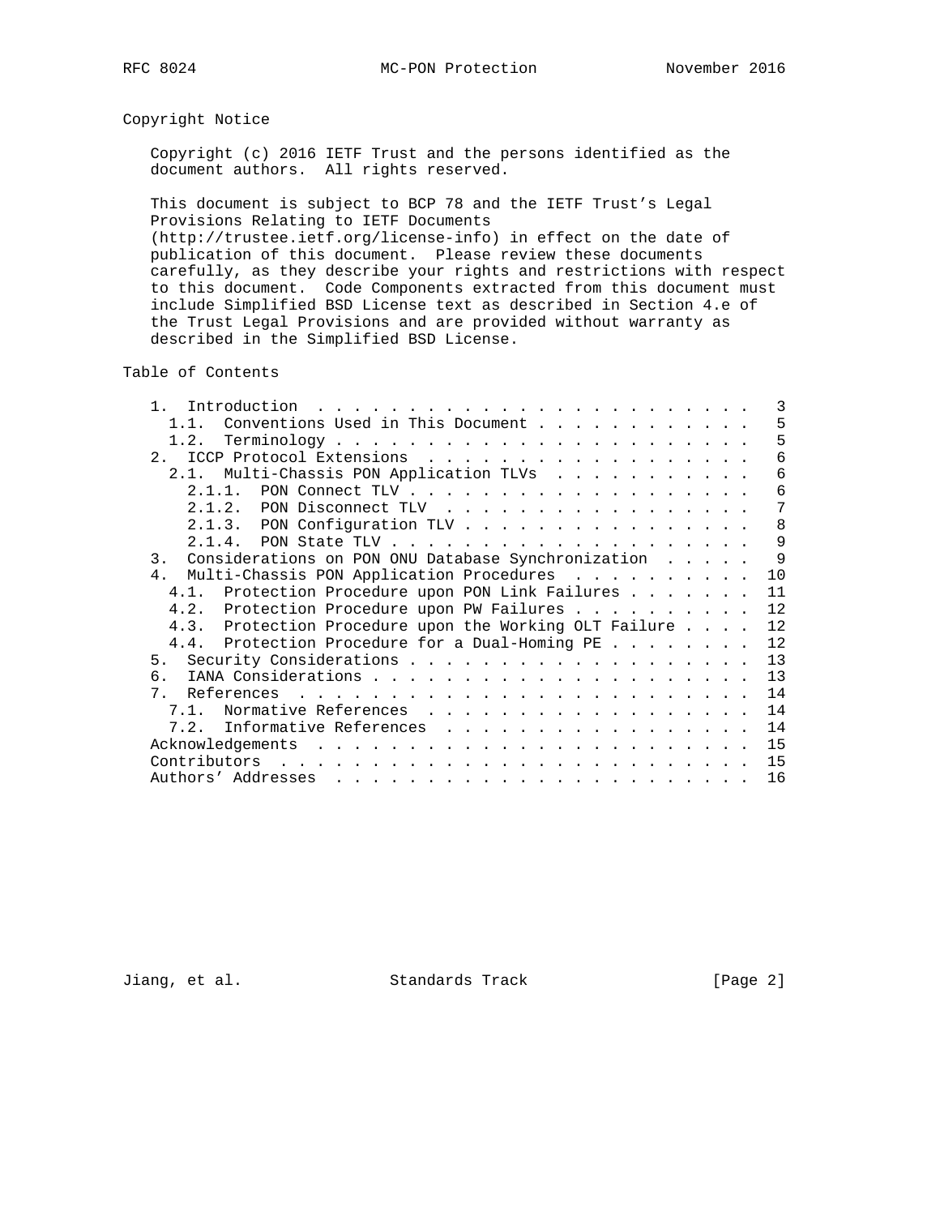## Copyright Notice

Copyright (c) 2016 IETF Trust and the persons identified as the document authors. All rights reserved.

This document is subject to BCP 78 and the IETF Trust's Legal Provisions Relating to IETF Documents (http://trustee.ietf.org/license-info) in effect on the date of publication of this document. Please review these documents carefully, as they describe your rights and restrictions with respect to this document. Code Components extracted from this document must include Simplified BSD License text as described in Section 4.e of the Trust Legal Provisions and are provided without warranty as described in the Simplified BSD License.

## Table of Contents

```
   1.  Introduction  . . . . . . . . . . . . . . . . . . . . . . . .   3
     1.1.  Conventions Used in This Document . . . . . . . . . . . .   5
     1.2.  Terminology . . . . . . . . . . . . . . . . . . . . . . .   5
   2.  ICCP Protocol Extensions  . . . . . . . . . . . . . . . . . .   6
     2.1.  Multi-Chassis PON Application TLVs  . . . . . . . . . . .   6
       2.1.1.  PON Connect TLV . . . . . . . . . . . . . . . . . . .   6
       2.1.2.  PON Disconnect TLV  . . . . . . . . . . . . . . . . .   7
       2.1.3.  PON Configuration TLV . . . . . . . . . . . . . . . .   8
       2.1.4.  PON State TLV . . . . . . . . . . . . . . . . . . . .   9
   3.  Considerations on PON ONU Database Synchronization  . . . . .   9
   4.  Multi-Chassis PON Application Procedures  . . . . . . . . . .  10
     4.1.  Protection Procedure upon PON Link Failures . . . . . . .  11
     4.2.  Protection Procedure upon PW Failures . . . . . . . . . .  12
     4.3.  Protection Procedure upon the Working OLT Failure . . . .  12
     4.4.  Protection Procedure for a Dual-Homing PE . . . . . . . .  12
   5.  Security Considerations . . . . . . . . . . . . . . . . . . .  13
   6.  IANA Considerations . . . . . . . . . . . . . . . . . . . . .  13
   7.  References  . . . . . . . . . . . . . . . . . . . . . . . . .  14
     7.1.  Normative References  . . . . . . . . . . . . . . . . . .  14
     7.2.  Informative References  . . . . . . . . . . . . . . . . .  14
   Acknowledgements  . . . . . . . . . . . . . . . . . . . . . . . .  15
   Contributors  . . . . . . . . . . . . . . . . . . . . . . . . . .  15
   Authors' Addresses  . . . . . . . . . . . . . . . . . . . . . . .  16
```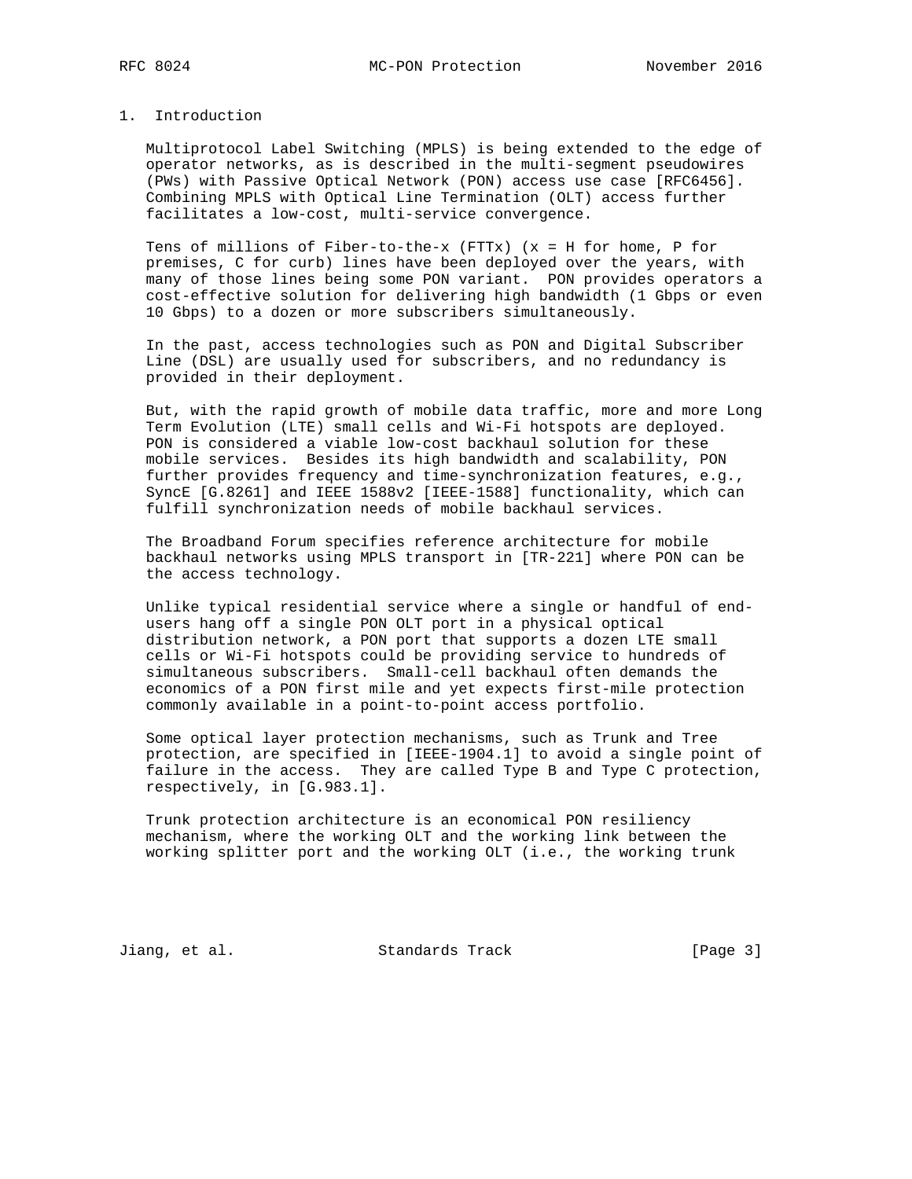# 1. Introduction

Multiprotocol Label Switching (MPLS) is being extended to the edge of operator networks, as is described in the multi-segment pseudowires (PWs) with Passive Optical Network (PON) access use case [RFC6456]. Combining MPLS with Optical Line Termination (OLT) access further facilitates a low-cost, multi-service convergence.

Tens of millions of Fiber-to-the-x (FTTx) (x = H for home, P for premises, C for curb) lines have been deployed over the years, with many of those lines being some PON variant. PON provides operators a cost-effective solution for delivering high bandwidth (1 Gbps or even 10 Gbps) to a dozen or more subscribers simultaneously.

In the past, access technologies such as PON and Digital Subscriber Line (DSL) are usually used for subscribers, and no redundancy is provided in their deployment.

But, with the rapid growth of mobile data traffic, more and more Long Term Evolution (LTE) small cells and Wi-Fi hotspots are deployed. PON is considered a viable low-cost backhaul solution for these mobile services. Besides its high bandwidth and scalability, PON further provides frequency and time-synchronization features, e.g., SyncE [G.8261] and IEEE 1588v2 [IEEE-1588] functionality, which can fulfill synchronization needs of mobile backhaul services.

The Broadband Forum specifies reference architecture for mobile backhaul networks using MPLS transport in [TR-221] where PON can be the access technology.

Unlike typical residential service where a single or handful of end-users hang off a single PON OLT port in a physical optical distribution network, a PON port that supports a dozen LTE small cells or Wi-Fi hotspots could be providing service to hundreds of simultaneous subscribers. Small-cell backhaul often demands the economics of a PON first mile and yet expects first-mile protection commonly available in a point-to-point access portfolio.

Some optical layer protection mechanisms, such as Trunk and Tree protection, are specified in [IEEE-1904.1] to avoid a single point of failure in the access. They are called Type B and Type C protection, respectively, in [G.983.1].

Trunk protection architecture is an economical PON resiliency mechanism, where the working OLT and the working link between the working splitter port and the working OLT (i.e., the working trunk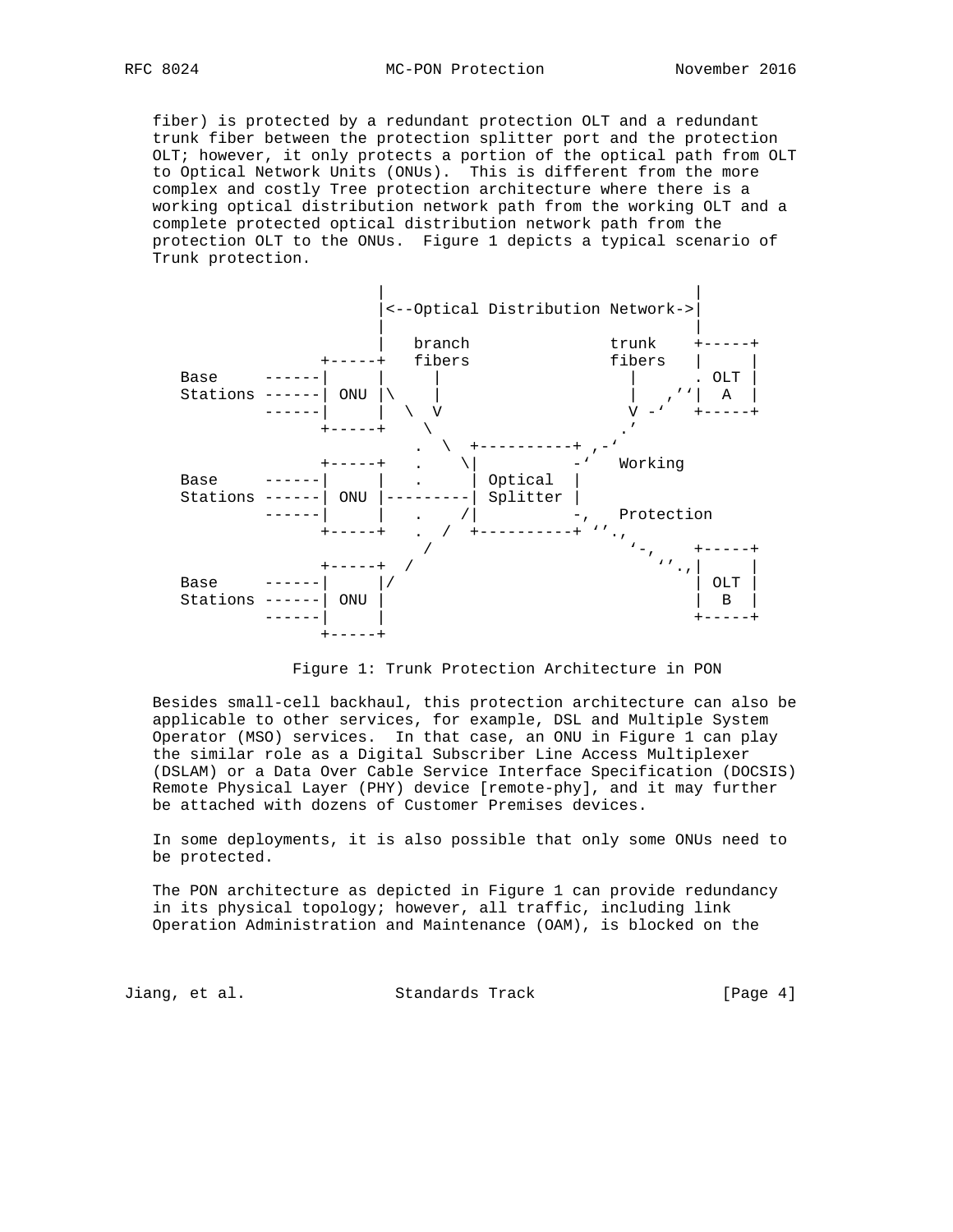fiber) is protected by a redundant protection OLT and a redundant trunk fiber between the protection splitter port and the protection OLT; however, it only protects a portion of the optical path from OLT to Optical Network Units (ONUs). This is different from the more complex and costly Tree protection architecture where there is a working optical distribution network path from the working OLT and a complete protected optical distribution network path from the protection OLT to the ONUs. Figure 1 depicts a typical scenario of Trunk protection.

```
                      |                                |
                      |<--Optical Distribution Network->|
                      |                                |
                      |   branch              trunk    +-----+
                +-----+   fibers              fibers   |     |
   Base     ------|     |     |                  |      . OLT |
   Stations ------| ONU |\    |                  |   ,''|  A  |
            ------|     |  \  V                  V -'   +-----+
                +-----+    \                     .'
                         .  \  +----------+ ,-'
                +-----+   .    \|          -'   Working
   Base     ------|     |   .     | Optical  |
   Stations ------| ONU |---------| Splitter |
            ------|     |   .    /|          -,   Protection
                +-----+   .  /  +----------+ ''.,
                          /                     '-,     +-----+
                +-----+  /                         ''.,|     |
   Base     ------|     |/                              | OLT |
   Stations ------| ONU |                               |  B  |
            ------|     |                               +-----+
                +-----+
```

Figure 1: Trunk Protection Architecture in PON

Besides small-cell backhaul, this protection architecture can also be applicable to other services, for example, DSL and Multiple System Operator (MSO) services. In that case, an ONU in Figure 1 can play the similar role as a Digital Subscriber Line Access Multiplexer (DSLAM) or a Data Over Cable Service Interface Specification (DOCSIS) Remote Physical Layer (PHY) device [remote-phy], and it may further be attached with dozens of Customer Premises devices.

In some deployments, it is also possible that only some ONUs need to be protected.

The PON architecture as depicted in Figure 1 can provide redundancy in its physical topology; however, all traffic, including link Operation Administration and Maintenance (OAM), is blocked on the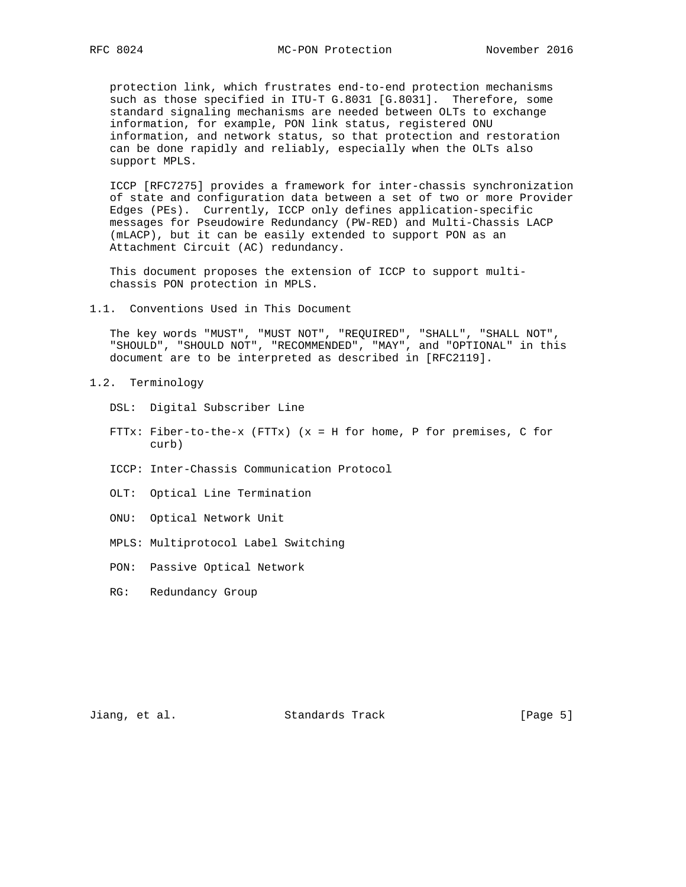protection link, which frustrates end-to-end protection mechanisms such as those specified in ITU-T G.8031 [G.8031]. Therefore, some standard signaling mechanisms are needed between OLTs to exchange information, for example, PON link status, registered ONU information, and network status, so that protection and restoration can be done rapidly and reliably, especially when the OLTs also support MPLS.

ICCP [RFC7275] provides a framework for inter-chassis synchronization of state and configuration data between a set of two or more Provider Edges (PEs). Currently, ICCP only defines application-specific messages for Pseudowire Redundancy (PW-RED) and Multi-Chassis LACP (mLACP), but it can be easily extended to support PON as an Attachment Circuit (AC) redundancy.

This document proposes the extension of ICCP to support multi-chassis PON protection in MPLS.

## 1.1. Conventions Used in This Document

The key words "MUST", "MUST NOT", "REQUIRED", "SHALL", "SHALL NOT", "SHOULD", "SHOULD NOT", "RECOMMENDED", "MAY", and "OPTIONAL" in this document are to be interpreted as described in [RFC2119].

## 1.2. Terminology

DSL: Digital Subscriber Line

FTTx: Fiber-to-the-x (FTTx) (x = H for home, P for premises, C for curb)

ICCP: Inter-Chassis Communication Protocol

OLT: Optical Line Termination

ONU: Optical Network Unit

MPLS: Multiprotocol Label Switching

PON: Passive Optical Network

RG: Redundancy Group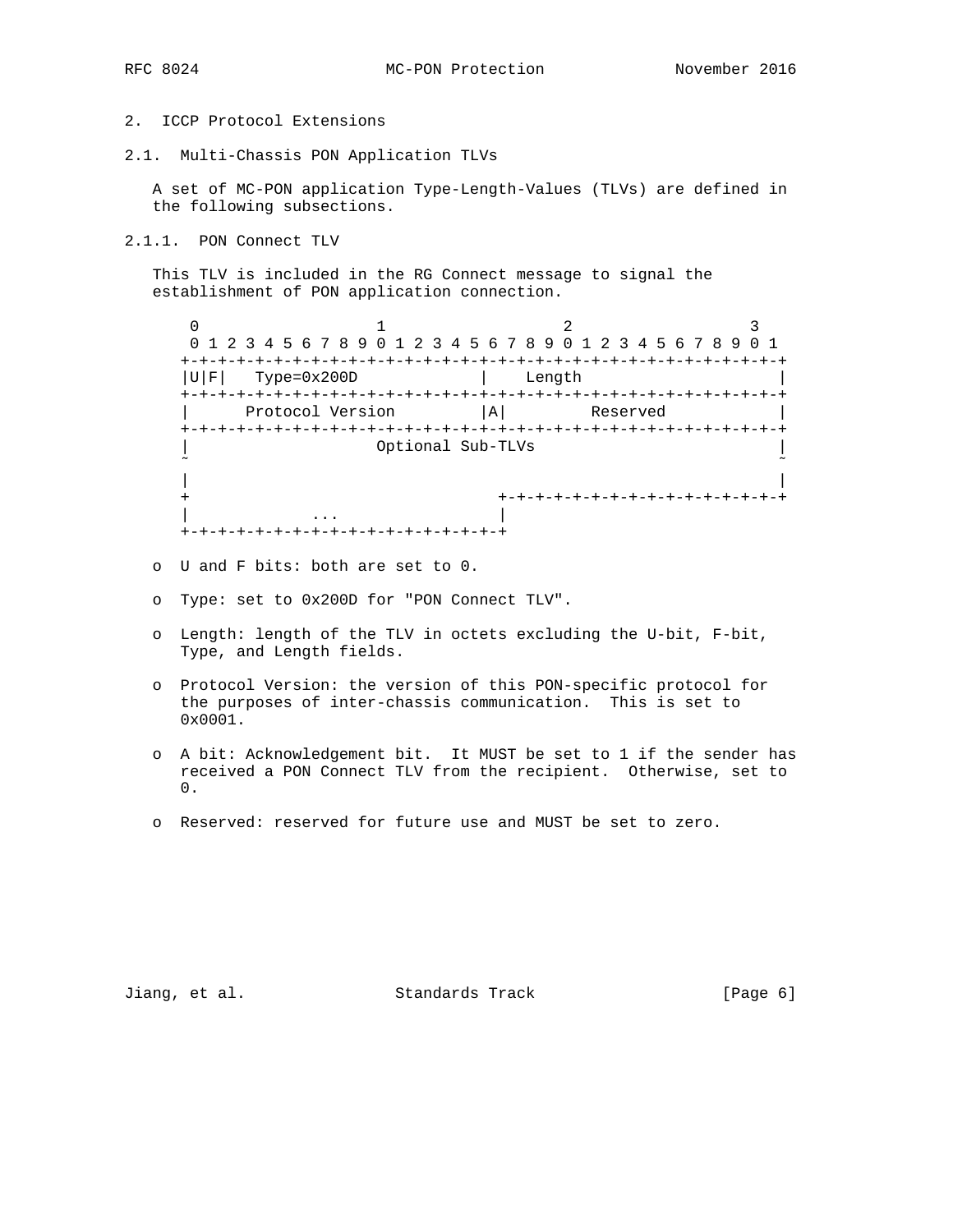## 2. ICCP Protocol Extensions

### 2.1. Multi-Chassis PON Application TLVs

A set of MC-PON application Type-Length-Values (TLVs) are defined in the following subsections.

#### 2.1.1. PON Connect TLV

This TLV is included in the RG Connect message to signal the establishment of PON application connection.

```
 0                   1                   2                   3
 0 1 2 3 4 5 6 7 8 9 0 1 2 3 4 5 6 7 8 9 0 1 2 3 4 5 6 7 8 9 0 1
+-+-+-+-+-+-+-+-+-+-+-+-+-+-+-+-+-+-+-+-+-+-+-+-+-+-+-+-+-+-+-+-+
|U|F|   Type=0x200D             |     Length                    |
+-+-+-+-+-+-+-+-+-+-+-+-+-+-+-+-+-+-+-+-+-+-+-+-+-+-+-+-+-+-+-+-+
|      Protocol Version         |A|         Reserved            |
+-+-+-+-+-+-+-+-+-+-+-+-+-+-+-+-+-+-+-+-+-+-+-+-+-+-+-+-+-+-+-+-+
|                    Optional Sub-TLVs                          |
~                                                               ~
|                                                               |
+                                 +-+-+-+-+-+-+-+-+-+-+-+-+-+-+-+
|             ...                 |
+-+-+-+-+-+-+-+-+-+-+-+-+-+-+-+-+-+
```

- U and F bits: both are set to 0.
- Type: set to 0x200D for "PON Connect TLV".
- Length: length of the TLV in octets excluding the U-bit, F-bit, Type, and Length fields.
- Protocol Version: the version of this PON-specific protocol for the purposes of inter-chassis communication. This is set to 0x0001.
- A bit: Acknowledgement bit. It MUST be set to 1 if the sender has received a PON Connect TLV from the recipient. Otherwise, set to 0.
- Reserved: reserved for future use and MUST be set to zero.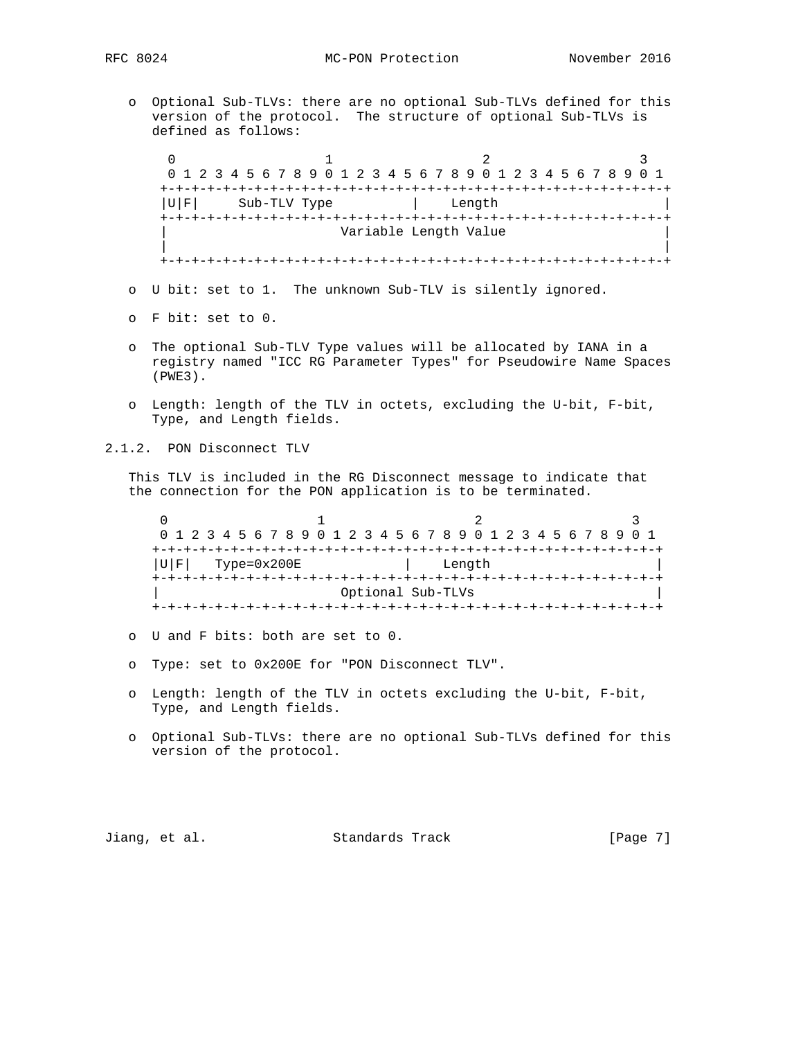o Optional Sub-TLVs: there are no optional Sub-TLVs defined for this version of the protocol. The structure of optional Sub-TLVs is defined as follows:

```
 0                   1                   2                   3
 0 1 2 3 4 5 6 7 8 9 0 1 2 3 4 5 6 7 8 9 0 1 2 3 4 5 6 7 8 9 0 1
+-+-+-+-+-+-+-+-+-+-+-+-+-+-+-+-+-+-+-+-+-+-+-+-+-+-+-+-+-+-+-+-+
|U|F|     Sub-TLV Type          |    Length                     |
+-+-+-+-+-+-+-+-+-+-+-+-+-+-+-+-+-+-+-+-+-+-+-+-+-+-+-+-+-+-+-+-+
|                     Variable Length Value                     |
|                                                               |
+-+-+-+-+-+-+-+-+-+-+-+-+-+-+-+-+-+-+-+-+-+-+-+-+-+-+-+-+-+-+-+-+
```

o U bit: set to 1. The unknown Sub-TLV is silently ignored.

o F bit: set to 0.

o The optional Sub-TLV Type values will be allocated by IANA in a registry named "ICC RG Parameter Types" for Pseudowire Name Spaces (PWE3).

o Length: length of the TLV in octets, excluding the U-bit, F-bit, Type, and Length fields.

### 2.1.2. PON Disconnect TLV

This TLV is included in the RG Disconnect message to indicate that the connection for the PON application is to be terminated.

```
 0                   1                   2                   3
 0 1 2 3 4 5 6 7 8 9 0 1 2 3 4 5 6 7 8 9 0 1 2 3 4 5 6 7 8 9 0 1
+-+-+-+-+-+-+-+-+-+-+-+-+-+-+-+-+-+-+-+-+-+-+-+-+-+-+-+-+-+-+-+-+
|U|F|   Type=0x200E             |    Length                     |
+-+-+-+-+-+-+-+-+-+-+-+-+-+-+-+-+-+-+-+-+-+-+-+-+-+-+-+-+-+-+-+-+
|                       Optional Sub-TLVs                       |
+-+-+-+-+-+-+-+-+-+-+-+-+-+-+-+-+-+-+-+-+-+-+-+-+-+-+-+-+-+-+-+-+
```

o U and F bits: both are set to 0.

o Type: set to 0x200E for "PON Disconnect TLV".

o Length: length of the TLV in octets excluding the U-bit, F-bit, Type, and Length fields.

o Optional Sub-TLVs: there are no optional Sub-TLVs defined for this version of the protocol.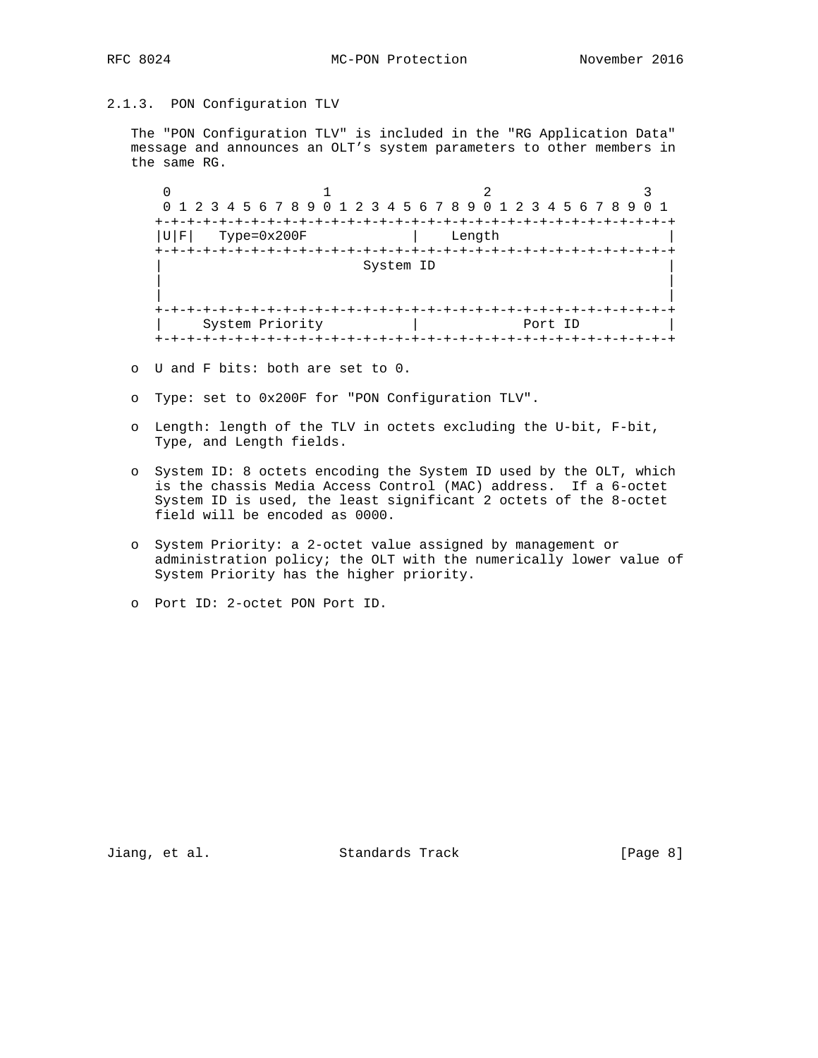### 2.1.3. PON Configuration TLV

The "PON Configuration TLV" is included in the "RG Application Data" message and announces an OLT's system parameters to other members in the same RG.

```
 0                   1                   2                   3
 0 1 2 3 4 5 6 7 8 9 0 1 2 3 4 5 6 7 8 9 0 1 2 3 4 5 6 7 8 9 0 1
+-+-+-+-+-+-+-+-+-+-+-+-+-+-+-+-+-+-+-+-+-+-+-+-+-+-+-+-+-+-+-+-+
|U|F|   Type=0x200F             |    Length                     |
+-+-+-+-+-+-+-+-+-+-+-+-+-+-+-+-+-+-+-+-+-+-+-+-+-+-+-+-+-+-+-+-+
|                         System ID                             |
|                                                               |
|                                                               |
+-+-+-+-+-+-+-+-+-+-+-+-+-+-+-+-+-+-+-+-+-+-+-+-+-+-+-+-+-+-+-+-+
|     System Priority           |             Port ID           |
+-+-+-+-+-+-+-+-+-+-+-+-+-+-+-+-+-+-+-+-+-+-+-+-+-+-+-+-+-+-+-+-+
```

- U and F bits: both are set to 0.
- Type: set to 0x200F for "PON Configuration TLV".
- Length: length of the TLV in octets excluding the U-bit, F-bit, Type, and Length fields.
- System ID: 8 octets encoding the System ID used by the OLT, which is the chassis Media Access Control (MAC) address. If a 6-octet System ID is used, the least significant 2 octets of the 8-octet field will be encoded as 0000.
- System Priority: a 2-octet value assigned by management or administration policy; the OLT with the numerically lower value of System Priority has the higher priority.
- Port ID: 2-octet PON Port ID.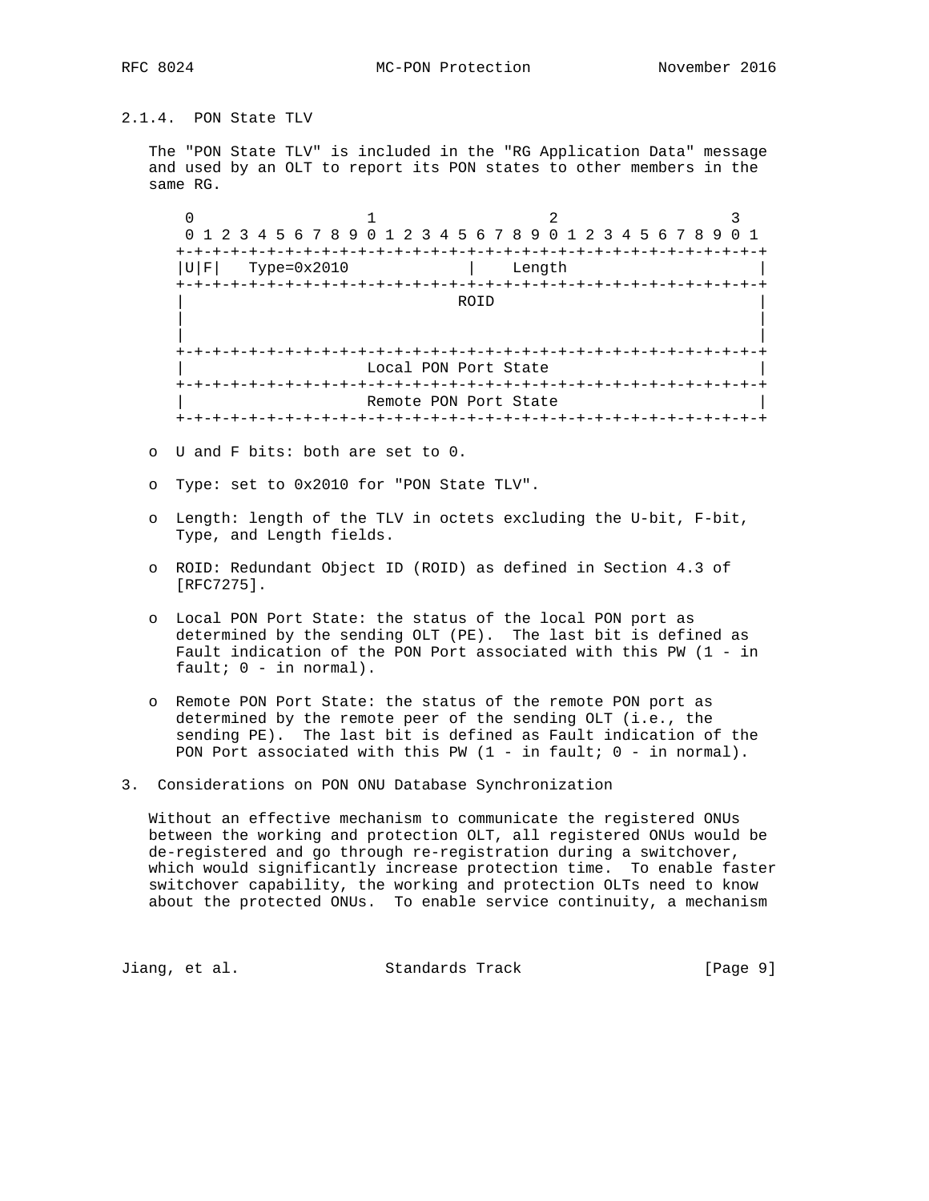### 2.1.4. PON State TLV

The "PON State TLV" is included in the "RG Application Data" message and used by an OLT to report its PON states to other members in the same RG.

```
 0                   1                   2                   3
 0 1 2 3 4 5 6 7 8 9 0 1 2 3 4 5 6 7 8 9 0 1 2 3 4 5 6 7 8 9 0 1
+-+-+-+-+-+-+-+-+-+-+-+-+-+-+-+-+-+-+-+-+-+-+-+-+-+-+-+-+-+-+-+-+
|U|F|   Type=0x2010             |     Length                    |
+-+-+-+-+-+-+-+-+-+-+-+-+-+-+-+-+-+-+-+-+-+-+-+-+-+-+-+-+-+-+-+-+
|                               ROID                            |
|                                                               |
|                                                               |
+-+-+-+-+-+-+-+-+-+-+-+-+-+-+-+-+-+-+-+-+-+-+-+-+-+-+-+-+-+-+-+-+
|                    Local PON Port State                       |
+-+-+-+-+-+-+-+-+-+-+-+-+-+-+-+-+-+-+-+-+-+-+-+-+-+-+-+-+-+-+-+-+
|                    Remote PON Port State                      |
+-+-+-+-+-+-+-+-+-+-+-+-+-+-+-+-+-+-+-+-+-+-+-+-+-+-+-+-+-+-+-+-+
```

- U and F bits: both are set to 0.
- Type: set to 0x2010 for "PON State TLV".
- Length: length of the TLV in octets excluding the U-bit, F-bit, Type, and Length fields.
- ROID: Redundant Object ID (ROID) as defined in Section 4.3 of [RFC7275].
- Local PON Port State: the status of the local PON port as determined by the sending OLT (PE). The last bit is defined as Fault indication of the PON Port associated with this PW (1 - in fault; 0 - in normal).
- Remote PON Port State: the status of the remote PON port as determined by the remote peer of the sending OLT (i.e., the sending PE). The last bit is defined as Fault indication of the PON Port associated with this PW (1 - in fault; 0 - in normal).

## 3. Considerations on PON ONU Database Synchronization

Without an effective mechanism to communicate the registered ONUs between the working and protection OLT, all registered ONUs would be de-registered and go through re-registration during a switchover, which would significantly increase protection time. To enable faster switchover capability, the working and protection OLTs need to know about the protected ONUs. To enable service continuity, a mechanism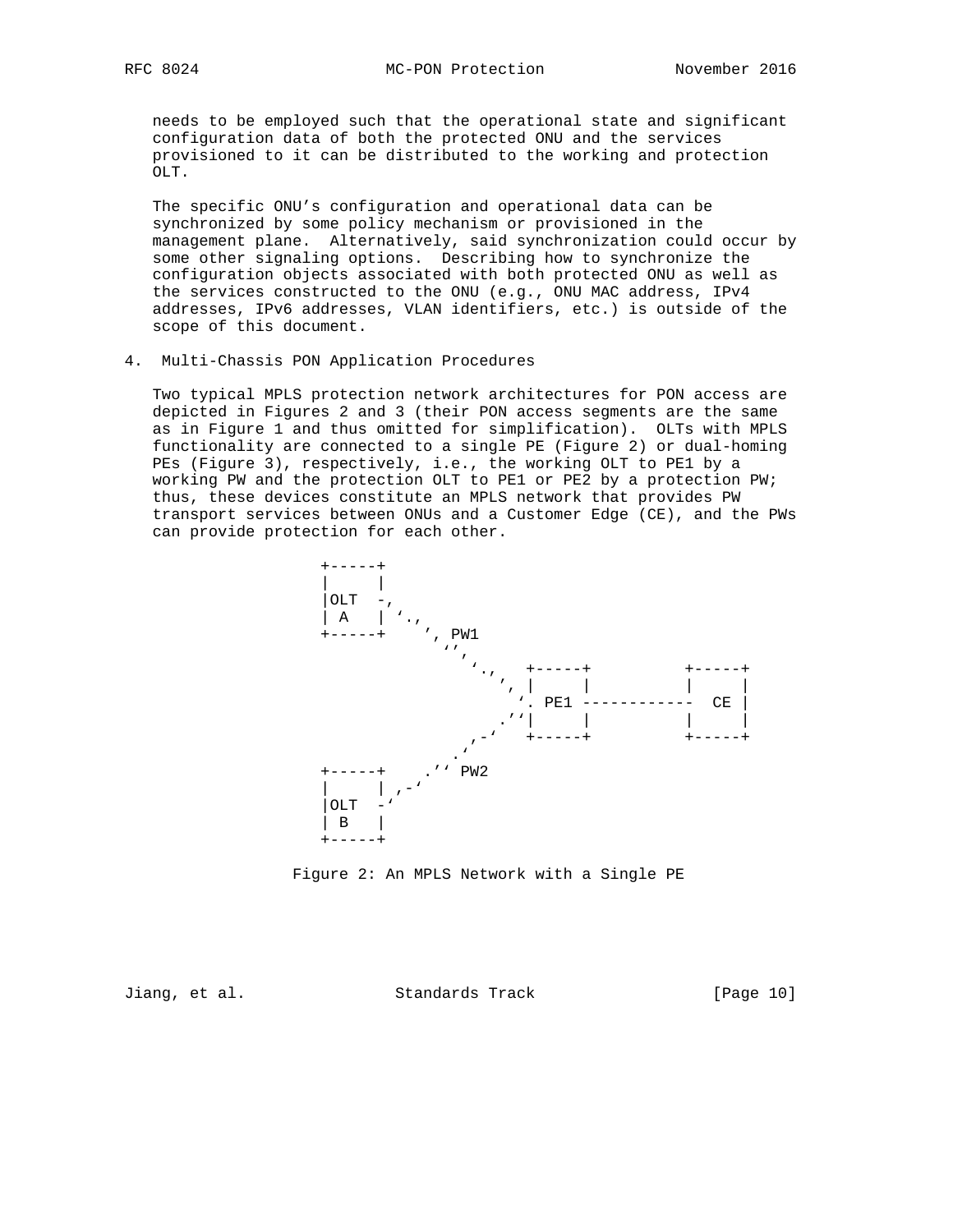needs to be employed such that the operational state and significant configuration data of both the protected ONU and the services provisioned to it can be distributed to the working and protection OLT.

The specific ONU's configuration and operational data can be synchronized by some policy mechanism or provisioned in the management plane. Alternatively, said synchronization could occur by some other signaling options. Describing how to synchronize the configuration objects associated with both protected ONU as well as the services constructed to the ONU (e.g., ONU MAC address, IPv4 addresses, IPv6 addresses, VLAN identifiers, etc.) is outside of the scope of this document.

## 4. Multi-Chassis PON Application Procedures

Two typical MPLS protection network architectures for PON access are depicted in Figures 2 and 3 (their PON access segments are the same as in Figure 1 and thus omitted for simplification). OLTs with MPLS functionality are connected to a single PE (Figure 2) or dual-homing PEs (Figure 3), respectively, i.e., the working OLT to PE1 by a working PW and the protection OLT to PE1 or PE2 by a protection PW; thus, these devices constitute an MPLS network that provides PW transport services between ONUs and a Customer Edge (CE), and the PWs can provide protection for each other.

```
+-----+
|     |
|OLT  -,
| A   | `.,
+-----+    ', PW1
             `',
               `.,   +-----+          +-----+
                 ', |     |          |     |
                  `. PE1 ------------  CE |
                 .''|     |          |     |
               ,-'   +-----+          +-----+
             .'
+-----+    .'' PW2
|     | ,-'
|OLT  -'
| B   |
+-----+
```

Figure 2: An MPLS Network with a Single PE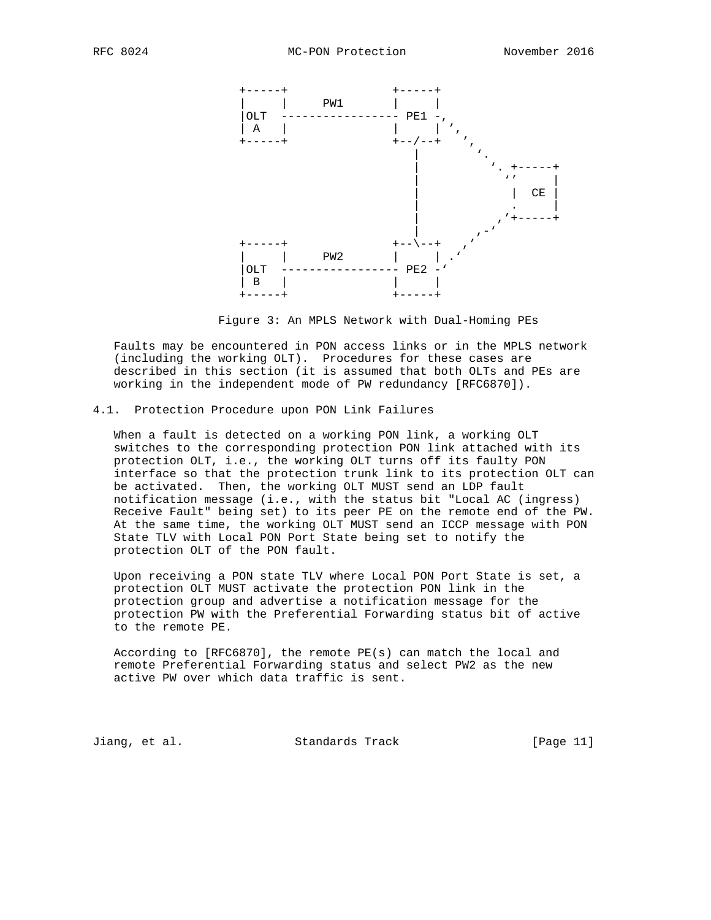```
   +-----+              +-----+
   |     |     PW1      |     |
   |OLT  ----------------- PE1 -,
   | A   |              |     | ',
   +-----+              +--/--+   ',
                           |        ',
                           |          '. +-----+
                           |            ''     |
                           |             |  CE |
                           |             .     |
                           |            ,'+-----+
                           |          ,-'
   +-----+              +--\--+     ,'
   |     |     PW2      |     | .'
   |OLT  ----------------- PE2 -'
   | B   |              |     |
   +-----+              +-----+
```

Figure 3: An MPLS Network with Dual-Homing PEs

Faults may be encountered in PON access links or in the MPLS network (including the working OLT). Procedures for these cases are described in this section (it is assumed that both OLTs and PEs are working in the independent mode of PW redundancy [RFC6870]).

## 4.1. Protection Procedure upon PON Link Failures

When a fault is detected on a working PON link, a working OLT switches to the corresponding protection PON link attached with its protection OLT, i.e., the working OLT turns off its faulty PON interface so that the protection trunk link to its protection OLT can be activated. Then, the working OLT MUST send an LDP fault notification message (i.e., with the status bit "Local AC (ingress) Receive Fault" being set) to its peer PE on the remote end of the PW. At the same time, the working OLT MUST send an ICCP message with PON State TLV with Local PON Port State being set to notify the protection OLT of the PON fault.

Upon receiving a PON state TLV where Local PON Port State is set, a protection OLT MUST activate the protection PON link in the protection group and advertise a notification message for the protection PW with the Preferential Forwarding status bit of active to the remote PE.

According to [RFC6870], the remote PE(s) can match the local and remote Preferential Forwarding status and select PW2 as the new active PW over which data traffic is sent.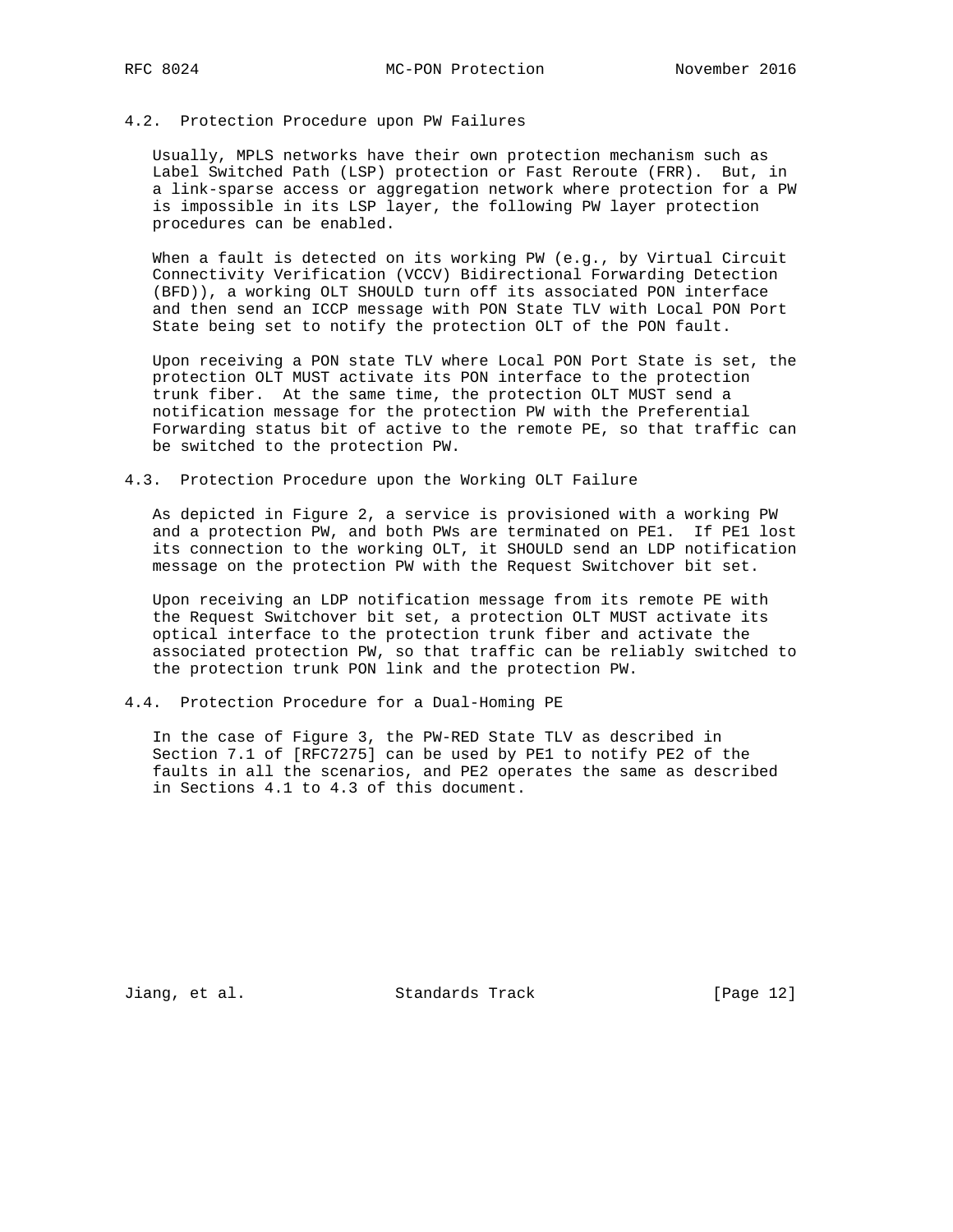### 4.2. Protection Procedure upon PW Failures

Usually, MPLS networks have their own protection mechanism such as Label Switched Path (LSP) protection or Fast Reroute (FRR). But, in a link-sparse access or aggregation network where protection for a PW is impossible in its LSP layer, the following PW layer protection procedures can be enabled.

When a fault is detected on its working PW (e.g., by Virtual Circuit Connectivity Verification (VCCV) Bidirectional Forwarding Detection (BFD)), a working OLT SHOULD turn off its associated PON interface and then send an ICCP message with PON State TLV with Local PON Port State being set to notify the protection OLT of the PON fault.

Upon receiving a PON state TLV where Local PON Port State is set, the protection OLT MUST activate its PON interface to the protection trunk fiber. At the same time, the protection OLT MUST send a notification message for the protection PW with the Preferential Forwarding status bit of active to the remote PE, so that traffic can be switched to the protection PW.

### 4.3. Protection Procedure upon the Working OLT Failure

As depicted in Figure 2, a service is provisioned with a working PW and a protection PW, and both PWs are terminated on PE1. If PE1 lost its connection to the working OLT, it SHOULD send an LDP notification message on the protection PW with the Request Switchover bit set.

Upon receiving an LDP notification message from its remote PE with the Request Switchover bit set, a protection OLT MUST activate its optical interface to the protection trunk fiber and activate the associated protection PW, so that traffic can be reliably switched to the protection trunk PON link and the protection PW.

### 4.4. Protection Procedure for a Dual-Homing PE

In the case of Figure 3, the PW-RED State TLV as described in Section 7.1 of [RFC7275] can be used by PE1 to notify PE2 of the faults in all the scenarios, and PE2 operates the same as described in Sections 4.1 to 4.3 of this document.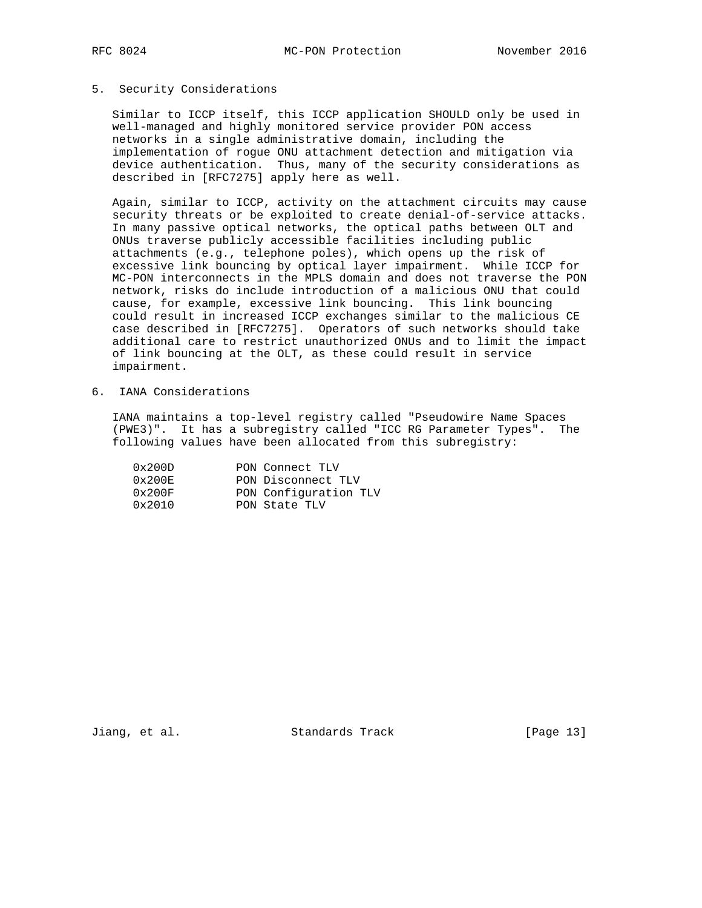## 5. Security Considerations

Similar to ICCP itself, this ICCP application SHOULD only be used in well-managed and highly monitored service provider PON access networks in a single administrative domain, including the implementation of rogue ONU attachment detection and mitigation via device authentication. Thus, many of the security considerations as described in [RFC7275] apply here as well.

Again, similar to ICCP, activity on the attachment circuits may cause security threats or be exploited to create denial-of-service attacks. In many passive optical networks, the optical paths between OLT and ONUs traverse publicly accessible facilities including public attachments (e.g., telephone poles), which opens up the risk of excessive link bouncing by optical layer impairment. While ICCP for MC-PON interconnects in the MPLS domain and does not traverse the PON network, risks do include introduction of a malicious ONU that could cause, for example, excessive link bouncing. This link bouncing could result in increased ICCP exchanges similar to the malicious CE case described in [RFC7275]. Operators of such networks should take additional care to restrict unauthorized ONUs and to limit the impact of link bouncing at the OLT, as these could result in service impairment.

## 6. IANA Considerations

IANA maintains a top-level registry called "Pseudowire Name Spaces (PWE3)". It has a subregistry called "ICC RG Parameter Types". The following values have been allocated from this subregistry:

```
0x200D         PON Connect TLV
0x200E         PON Disconnect TLV
0x200F         PON Configuration TLV
0x2010         PON State TLV
```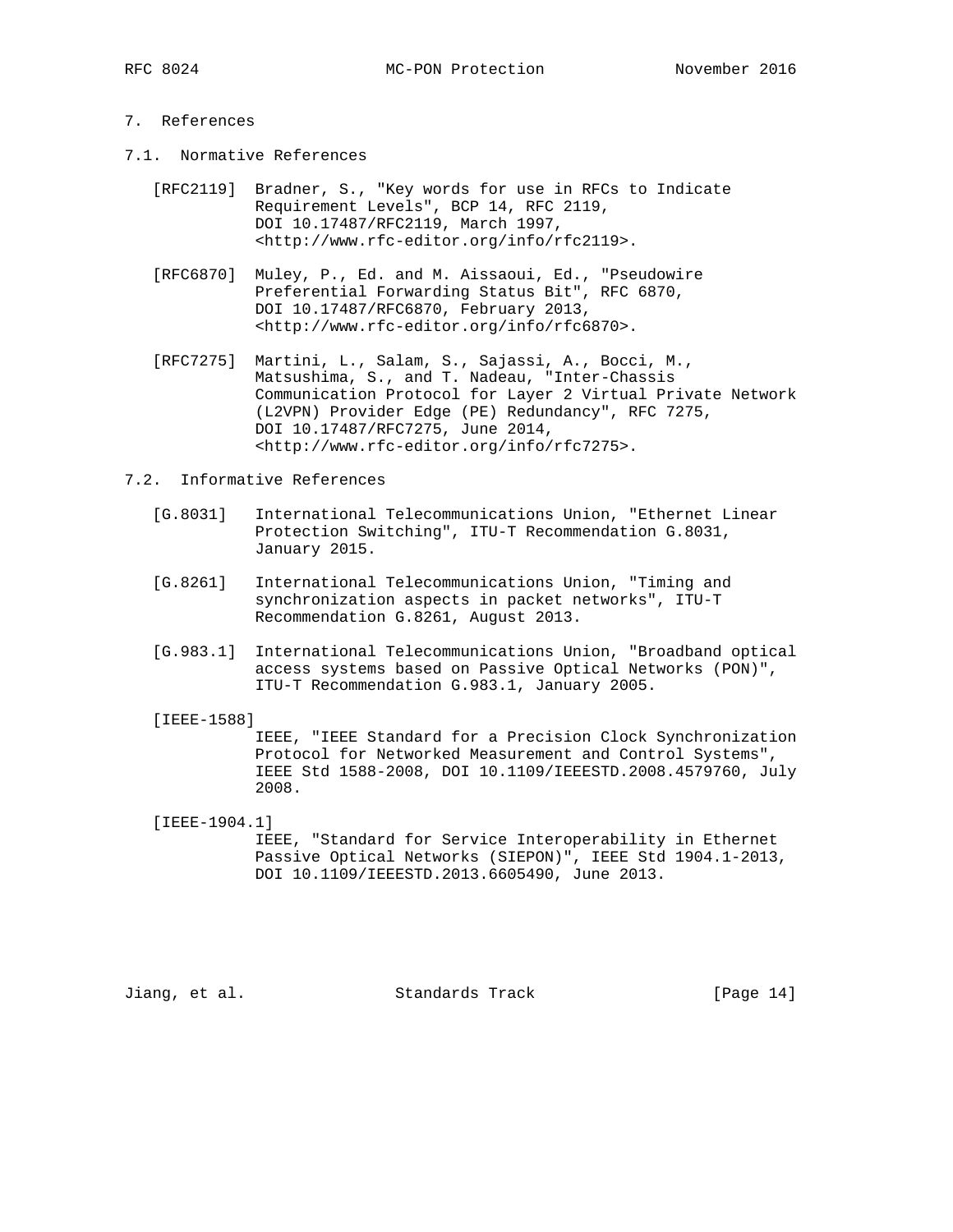## 7. References

### 7.1. Normative References

[RFC2119] Bradner, S., "Key words for use in RFCs to Indicate Requirement Levels", BCP 14, RFC 2119, DOI 10.17487/RFC2119, March 1997, <http://www.rfc-editor.org/info/rfc2119>.

[RFC6870] Muley, P., Ed. and M. Aissaoui, Ed., "Pseudowire Preferential Forwarding Status Bit", RFC 6870, DOI 10.17487/RFC6870, February 2013, <http://www.rfc-editor.org/info/rfc6870>.

[RFC7275] Martini, L., Salam, S., Sajassi, A., Bocci, M., Matsushima, S., and T. Nadeau, "Inter-Chassis Communication Protocol for Layer 2 Virtual Private Network (L2VPN) Provider Edge (PE) Redundancy", RFC 7275, DOI 10.17487/RFC7275, June 2014, <http://www.rfc-editor.org/info/rfc7275>.

### 7.2. Informative References

[G.8031] International Telecommunications Union, "Ethernet Linear Protection Switching", ITU-T Recommendation G.8031, January 2015.

[G.8261] International Telecommunications Union, "Timing and synchronization aspects in packet networks", ITU-T Recommendation G.8261, August 2013.

[G.983.1] International Telecommunications Union, "Broadband optical access systems based on Passive Optical Networks (PON)", ITU-T Recommendation G.983.1, January 2005.

[IEEE-1588] IEEE, "IEEE Standard for a Precision Clock Synchronization Protocol for Networked Measurement and Control Systems", IEEE Std 1588-2008, DOI 10.1109/IEEESTD.2008.4579760, July 2008.

[IEEE-1904.1] IEEE, "Standard for Service Interoperability in Ethernet Passive Optical Networks (SIEPON)", IEEE Std 1904.1-2013, DOI 10.1109/IEEESTD.2013.6605490, June 2013.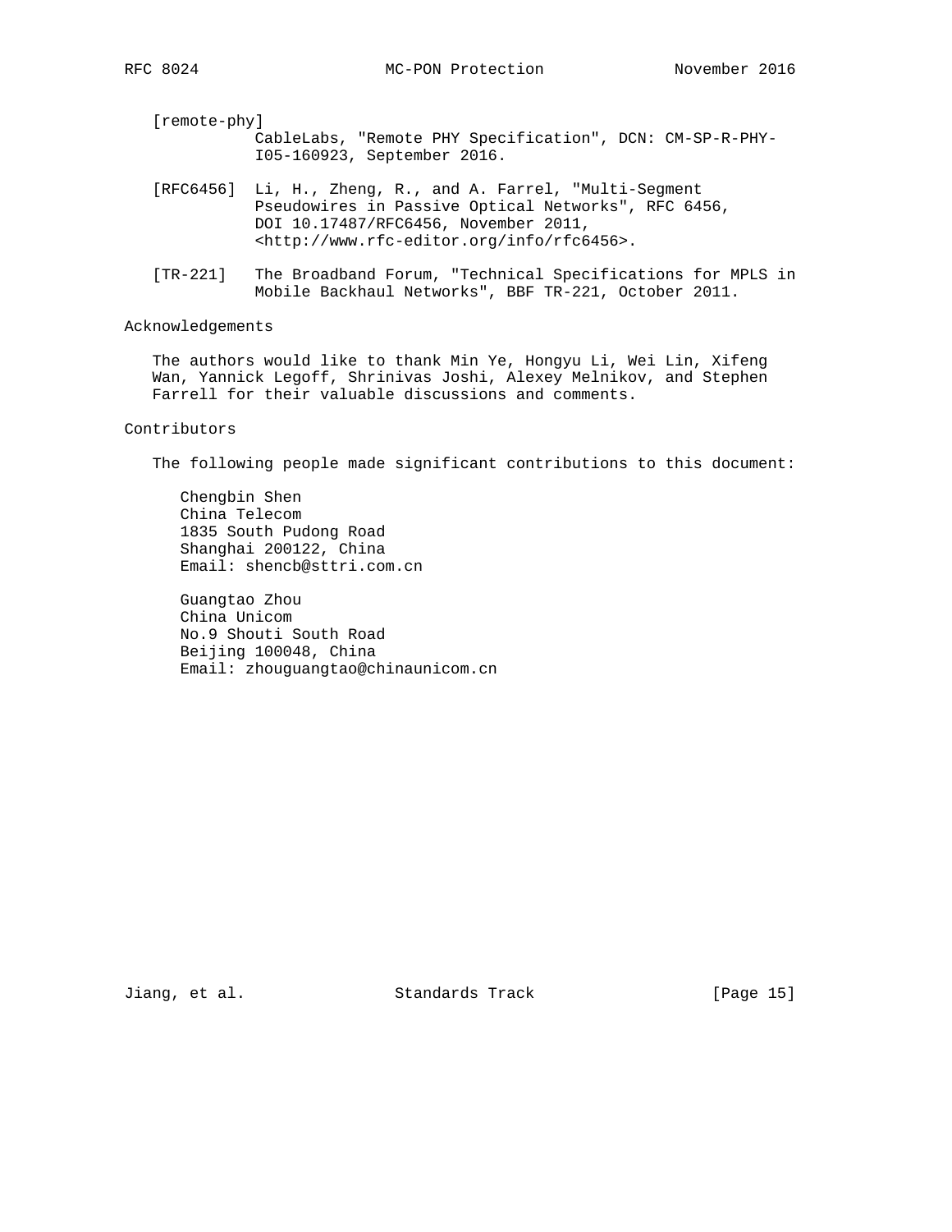[remote-phy]
CableLabs, "Remote PHY Specification", DCN: CM-SP-R-PHY-I05-160923, September 2016.

[RFC6456] Li, H., Zheng, R., and A. Farrel, "Multi-Segment Pseudowires in Passive Optical Networks", RFC 6456, DOI 10.17487/RFC6456, November 2011, <http://www.rfc-editor.org/info/rfc6456>.

[TR-221] The Broadband Forum, "Technical Specifications for MPLS in Mobile Backhaul Networks", BBF TR-221, October 2011.

## Acknowledgements

The authors would like to thank Min Ye, Hongyu Li, Wei Lin, Xifeng Wan, Yannick Legoff, Shrinivas Joshi, Alexey Melnikov, and Stephen Farrell for their valuable discussions and comments.

## Contributors

The following people made significant contributions to this document:

Chengbin Shen
China Telecom
1835 South Pudong Road
Shanghai 200122, China
Email: shencb@sttri.com.cn

Guangtao Zhou
China Unicom
No.9 Shouti South Road
Beijing 100048, China
Email: zhouguangtao@chinaunicom.cn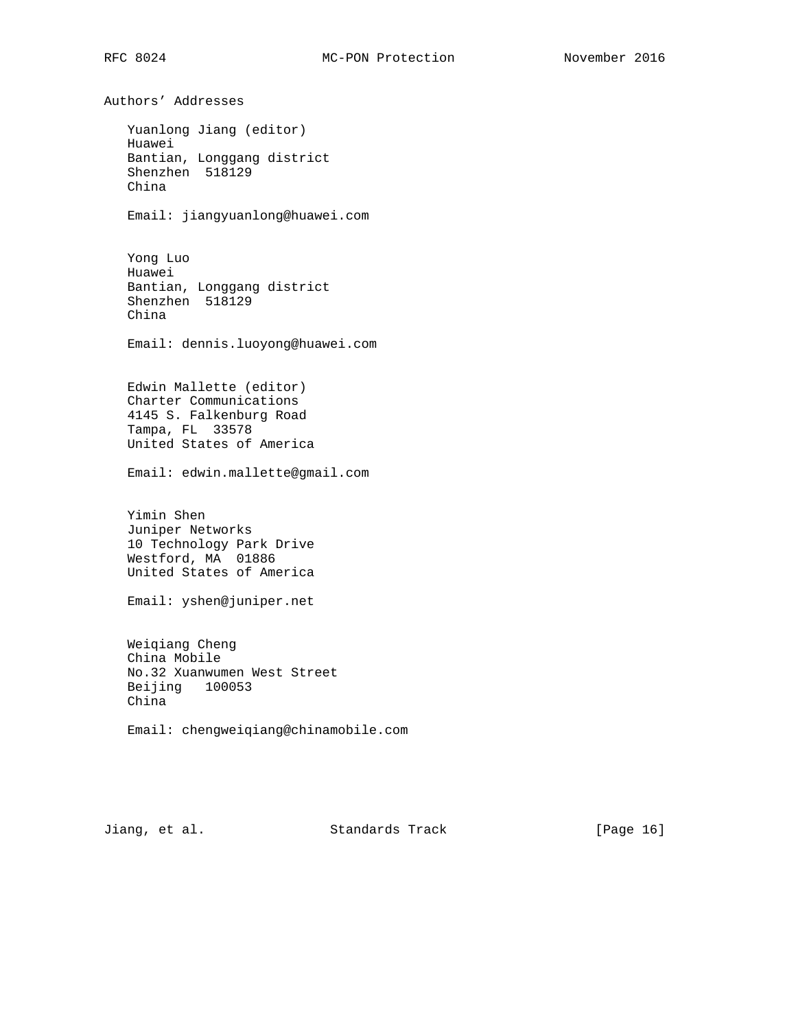## Authors' Addresses

Yuanlong Jiang (editor)
Huawei
Bantian, Longgang district
Shenzhen  518129
China

Email: jiangyuanlong@huawei.com

Yong Luo
Huawei
Bantian, Longgang district
Shenzhen  518129
China

Email: dennis.luoyong@huawei.com

Edwin Mallette (editor)
Charter Communications
4145 S. Falkenburg Road
Tampa, FL  33578
United States of America

Email: edwin.mallette@gmail.com

Yimin Shen
Juniper Networks
10 Technology Park Drive
Westford, MA  01886
United States of America

Email: yshen@juniper.net

Weiqiang Cheng
China Mobile
No.32 Xuanwumen West Street
Beijing   100053
China

Email: chengweiqiang@chinamobile.com